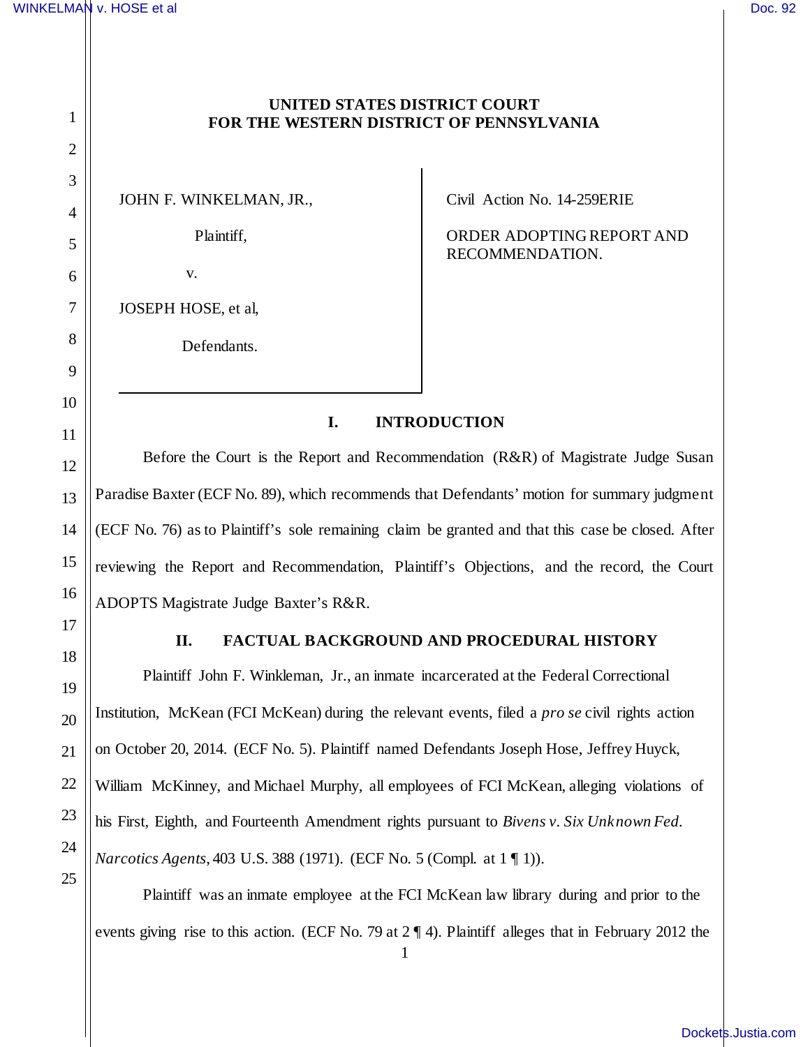**UNITED STATES DISTRICT COURT**
**FOR THE WESTERN DISTRICT OF PENNSYLVANIA**

| | |
|---|---|
| JOHN F. WINKELMAN, JR., | Civil Action No. 14-259ERIE |
| Plaintiff, | ORDER ADOPTING REPORT AND RECOMMENDATION. |
| v. | |
| JOSEPH HOSE, et al, | |
| Defendants. | |

## I. INTRODUCTION

Before the Court is the Report and Recommendation (R&R) of Magistrate Judge Susan Paradise Baxter (ECF No. 89), which recommends that Defendants' motion for summary judgment (ECF No. 76) as to Plaintiff's sole remaining claim be granted and that this case be closed. After reviewing the Report and Recommendation, Plaintiff's Objections, and the record, the Court ADOPTS Magistrate Judge Baxter's R&R.

## II. FACTUAL BACKGROUND AND PROCEDURAL HISTORY

Plaintiff John F. Winkleman, Jr., an inmate incarcerated at the Federal Correctional Institution, McKean (FCI McKean) during the relevant events, filed a *pro se* civil rights action on October 20, 2014. (ECF No. 5). Plaintiff named Defendants Joseph Hose, Jeffrey Huyck, William McKinney, and Michael Murphy, all employees of FCI McKean, alleging violations of his First, Eighth, and Fourteenth Amendment rights pursuant to *Bivens v. Six Unknown Fed. Narcotics Agents*, 403 U.S. 388 (1971). (ECF No. 5 (Compl. at 1 ¶ 1)).

Plaintiff was an inmate employee at the FCI McKean law library during and prior to the events giving rise to this action. (ECF No. 79 at 2 ¶ 4). Plaintiff alleges that in February 2012 the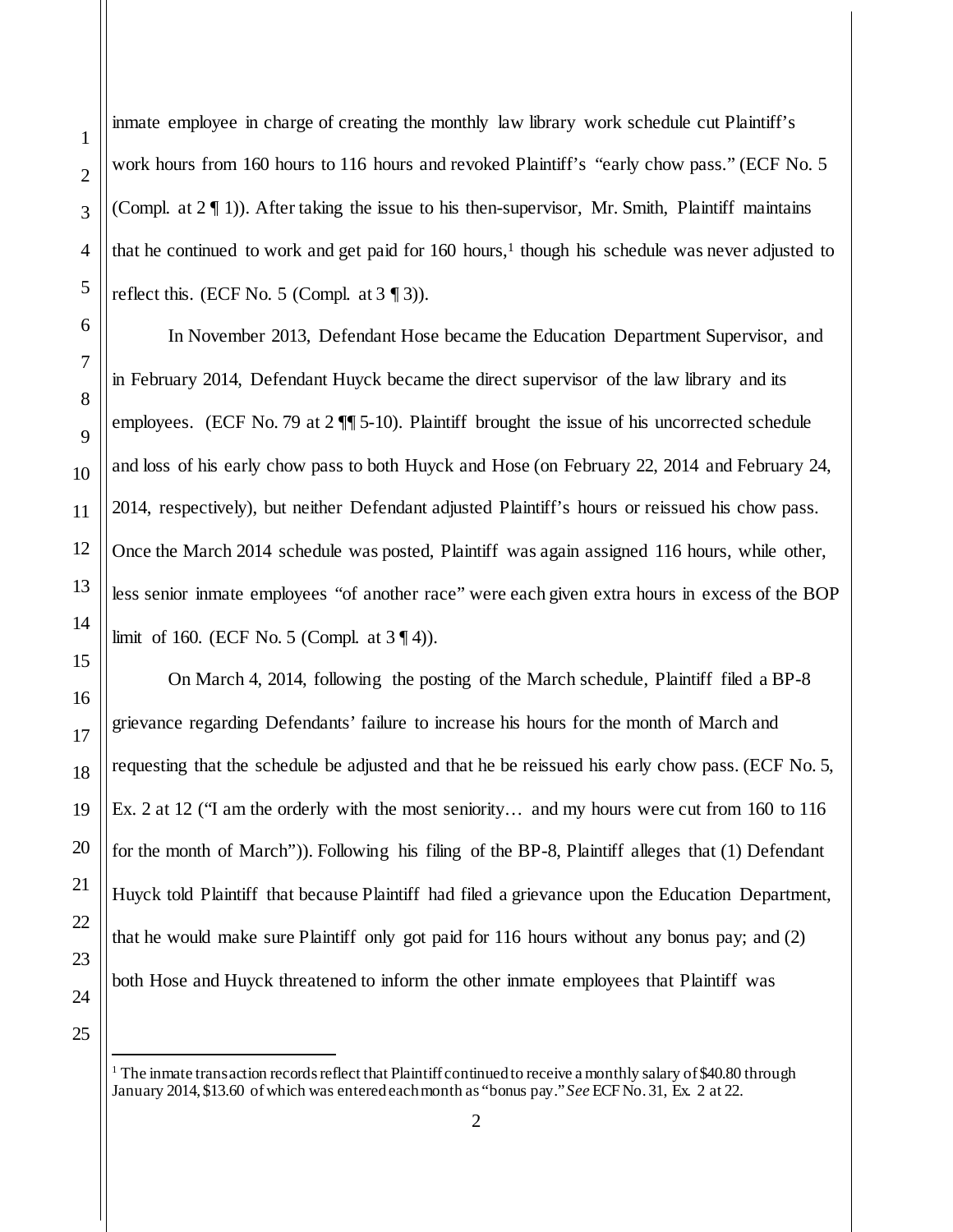inmate employee in charge of creating the monthly law library work schedule cut Plaintiff's work hours from 160 hours to 116 hours and revoked Plaintiff's "early chow pass." (ECF No. 5 (Compl. at 2 ¶ 1)). After taking the issue to his then-supervisor, Mr. Smith, Plaintiff maintains that he continued to work and get paid for 160 hours,[1] though his schedule was never adjusted to reflect this. (ECF No. 5 (Compl. at 3 ¶ 3)).

In November 2013, Defendant Hose became the Education Department Supervisor, and in February 2014, Defendant Huyck became the direct supervisor of the law library and its employees. (ECF No. 79 at 2 ¶¶ 5-10). Plaintiff brought the issue of his uncorrected schedule and loss of his early chow pass to both Huyck and Hose (on February 22, 2014 and February 24, 2014, respectively), but neither Defendant adjusted Plaintiff's hours or reissued his chow pass. Once the March 2014 schedule was posted, Plaintiff was again assigned 116 hours, while other, less senior inmate employees "of another race" were each given extra hours in excess of the BOP limit of 160. (ECF No. 5 (Compl. at 3 ¶ 4)).

On March 4, 2014, following the posting of the March schedule, Plaintiff filed a BP-8 grievance regarding Defendants' failure to increase his hours for the month of March and requesting that the schedule be adjusted and that he be reissued his early chow pass. (ECF No. 5, Ex. 2 at 12 ("I am the orderly with the most seniority… and my hours were cut from 160 to 116 for the month of March")). Following his filing of the BP-8, Plaintiff alleges that (1) Defendant Huyck told Plaintiff that because Plaintiff had filed a grievance upon the Education Department, that he would make sure Plaintiff only got paid for 116 hours without any bonus pay; and (2) both Hose and Huyck threatened to inform the other inmate employees that Plaintiff was

---

[1] The inmate transaction records reflect that Plaintiff continued to receive a monthly salary of $40.80 through January 2014, $13.60 of which was entered each month as "bonus pay." *See* ECF No. 31, Ex. 2 at 22.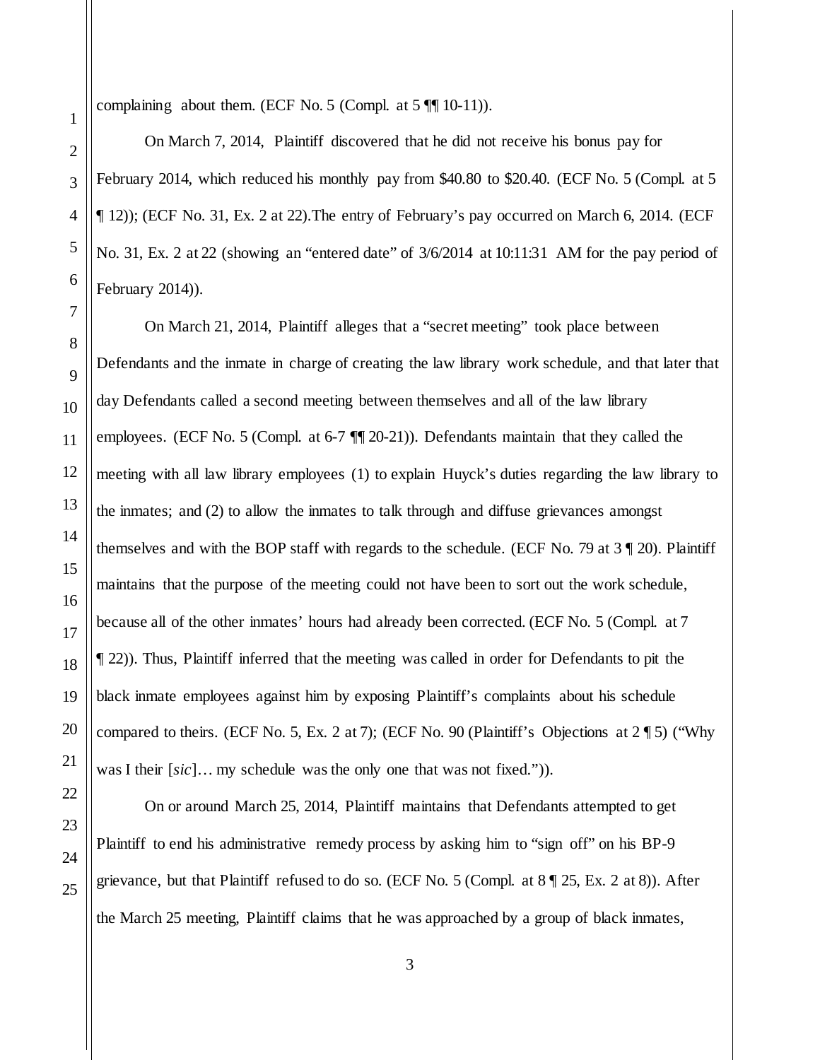complaining about them. (ECF No. 5 (Compl. at 5 ¶¶ 10-11)).

On March 7, 2014, Plaintiff discovered that he did not receive his bonus pay for February 2014, which reduced his monthly pay from $40.80 to $20.40. (ECF No. 5 (Compl. at 5 ¶ 12)); (ECF No. 31, Ex. 2 at 22).The entry of February's pay occurred on March 6, 2014. (ECF No. 31, Ex. 2 at 22 (showing an "entered date" of 3/6/2014 at 10:11:31 AM for the pay period of February 2014)).

On March 21, 2014, Plaintiff alleges that a "secret meeting" took place between Defendants and the inmate in charge of creating the law library work schedule, and that later that day Defendants called a second meeting between themselves and all of the law library employees. (ECF No. 5 (Compl. at 6-7 ¶¶ 20-21)). Defendants maintain that they called the meeting with all law library employees (1) to explain Huyck's duties regarding the law library to the inmates; and (2) to allow the inmates to talk through and diffuse grievances amongst themselves and with the BOP staff with regards to the schedule. (ECF No. 79 at 3 ¶ 20). Plaintiff maintains that the purpose of the meeting could not have been to sort out the work schedule, because all of the other inmates' hours had already been corrected. (ECF No. 5 (Compl. at 7 ¶ 22)). Thus, Plaintiff inferred that the meeting was called in order for Defendants to pit the black inmate employees against him by exposing Plaintiff's complaints about his schedule compared to theirs. (ECF No. 5, Ex. 2 at 7); (ECF No. 90 (Plaintiff's Objections at 2 ¶ 5) ("Why was I their [*sic*]… my schedule was the only one that was not fixed.")).

On or around March 25, 2014, Plaintiff maintains that Defendants attempted to get Plaintiff to end his administrative remedy process by asking him to "sign off" on his BP-9 grievance, but that Plaintiff refused to do so. (ECF No. 5 (Compl. at 8 ¶ 25, Ex. 2 at 8)). After the March 25 meeting, Plaintiff claims that he was approached by a group of black inmates,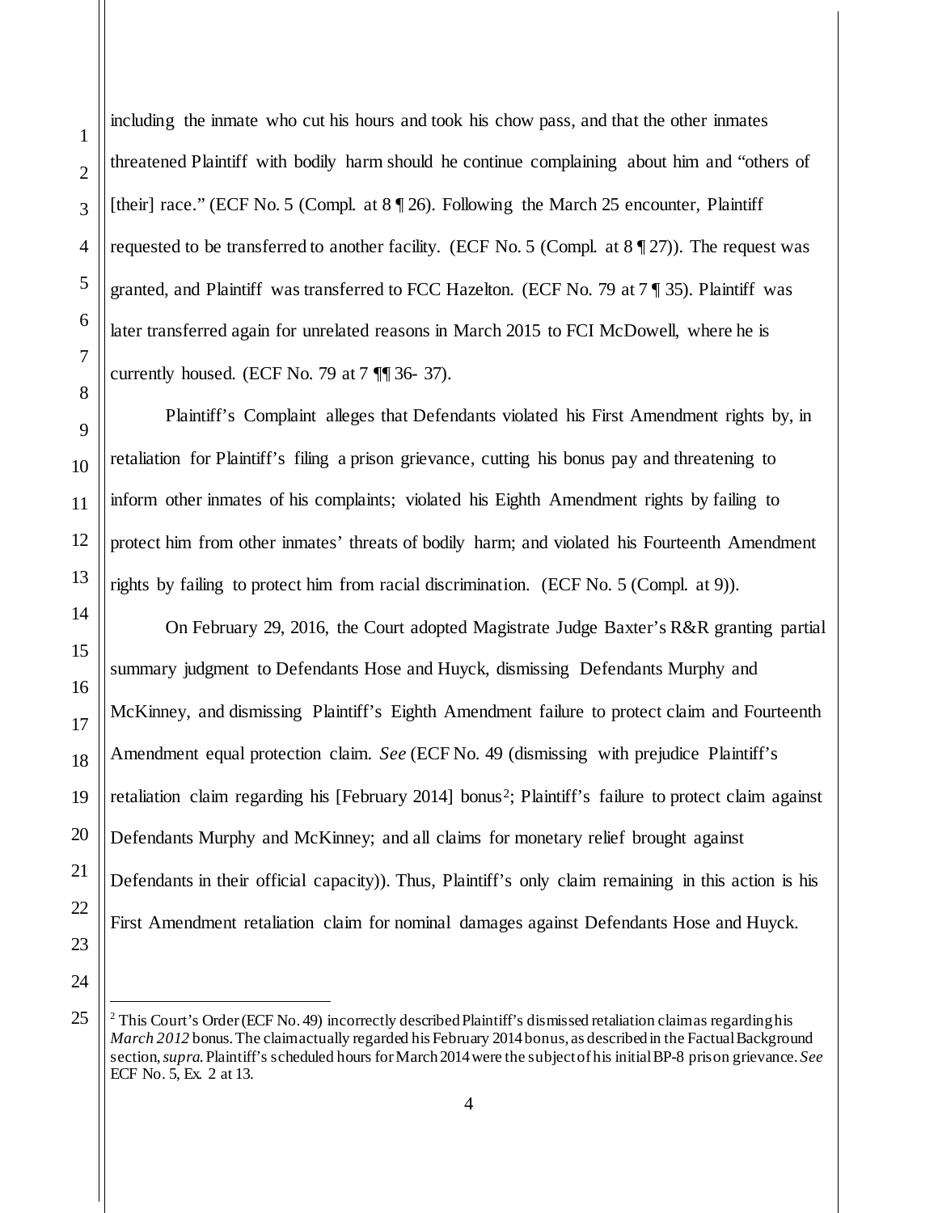including the inmate who cut his hours and took his chow pass, and that the other inmates threatened Plaintiff with bodily harm should he continue complaining about him and "others of [their] race." (ECF No. 5 (Compl. at 8 ¶ 26). Following the March 25 encounter, Plaintiff requested to be transferred to another facility. (ECF No. 5 (Compl. at 8 ¶ 27)). The request was granted, and Plaintiff was transferred to FCC Hazelton. (ECF No. 79 at 7 ¶ 35). Plaintiff was later transferred again for unrelated reasons in March 2015 to FCI McDowell, where he is currently housed. (ECF No. 79 at 7 ¶¶ 36- 37).

Plaintiff's Complaint alleges that Defendants violated his First Amendment rights by, in retaliation for Plaintiff's filing a prison grievance, cutting his bonus pay and threatening to inform other inmates of his complaints; violated his Eighth Amendment rights by failing to protect him from other inmates' threats of bodily harm; and violated his Fourteenth Amendment rights by failing to protect him from racial discrimination. (ECF No. 5 (Compl. at 9)).

On February 29, 2016, the Court adopted Magistrate Judge Baxter's R&R granting partial summary judgment to Defendants Hose and Huyck, dismissing Defendants Murphy and McKinney, and dismissing Plaintiff's Eighth Amendment failure to protect claim and Fourteenth Amendment equal protection claim. *See* (ECF No. 49 (dismissing with prejudice Plaintiff's retaliation claim regarding his [February 2014] bonus[2]; Plaintiff's failure to protect claim against Defendants Murphy and McKinney; and all claims for monetary relief brought against Defendants in their official capacity)). Thus, Plaintiff's only claim remaining in this action is his First Amendment retaliation claim for nominal damages against Defendants Hose and Huyck.

---

[2] This Court's Order (ECF No. 49) incorrectly described Plaintiff's dismissed retaliation claim as regarding his *March 2012* bonus. The claim actually regarded his February 2014 bonus, as described in the Factual Background section, *supra*. Plaintiff's scheduled hours for March 2014 were the subject of his initial BP-8 prison grievance. *See* ECF No. 5, Ex. 2 at 13.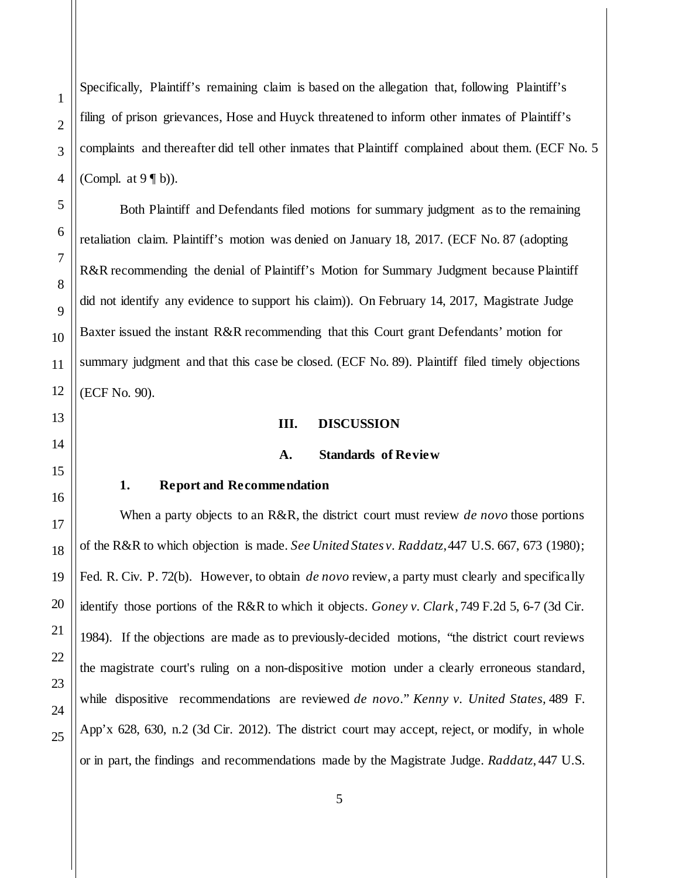Specifically, Plaintiff's remaining claim is based on the allegation that, following Plaintiff's filing of prison grievances, Hose and Huyck threatened to inform other inmates of Plaintiff's complaints and thereafter did tell other inmates that Plaintiff complained about them. (ECF No. 5 (Compl. at 9 ¶ b)).

Both Plaintiff and Defendants filed motions for summary judgment as to the remaining retaliation claim. Plaintiff's motion was denied on January 18, 2017. (ECF No. 87 (adopting R&R recommending the denial of Plaintiff's Motion for Summary Judgment because Plaintiff did not identify any evidence to support his claim)). On February 14, 2017, Magistrate Judge Baxter issued the instant R&R recommending that this Court grant Defendants' motion for summary judgment and that this case be closed. (ECF No. 89). Plaintiff filed timely objections (ECF No. 90).

## III. DISCUSSION

### A. Standards of Review

#### 1. Report and Recommendation

When a party objects to an R&R, the district court must review *de novo* those portions of the R&R to which objection is made. *See United States v. Raddatz*, 447 U.S. 667, 673 (1980); Fed. R. Civ. P. 72(b). However, to obtain *de novo* review, a party must clearly and specifically identify those portions of the R&R to which it objects. *Goney v. Clark*, 749 F.2d 5, 6-7 (3d Cir. 1984). If the objections are made as to previously-decided motions, "the district court reviews the magistrate court's ruling on a non-dispositive motion under a clearly erroneous standard, while dispositive recommendations are reviewed *de novo*." *Kenny v. United States*, 489 F. App'x 628, 630, n.2 (3d Cir. 2012). The district court may accept, reject, or modify, in whole or in part, the findings and recommendations made by the Magistrate Judge. *Raddatz*, 447 U.S.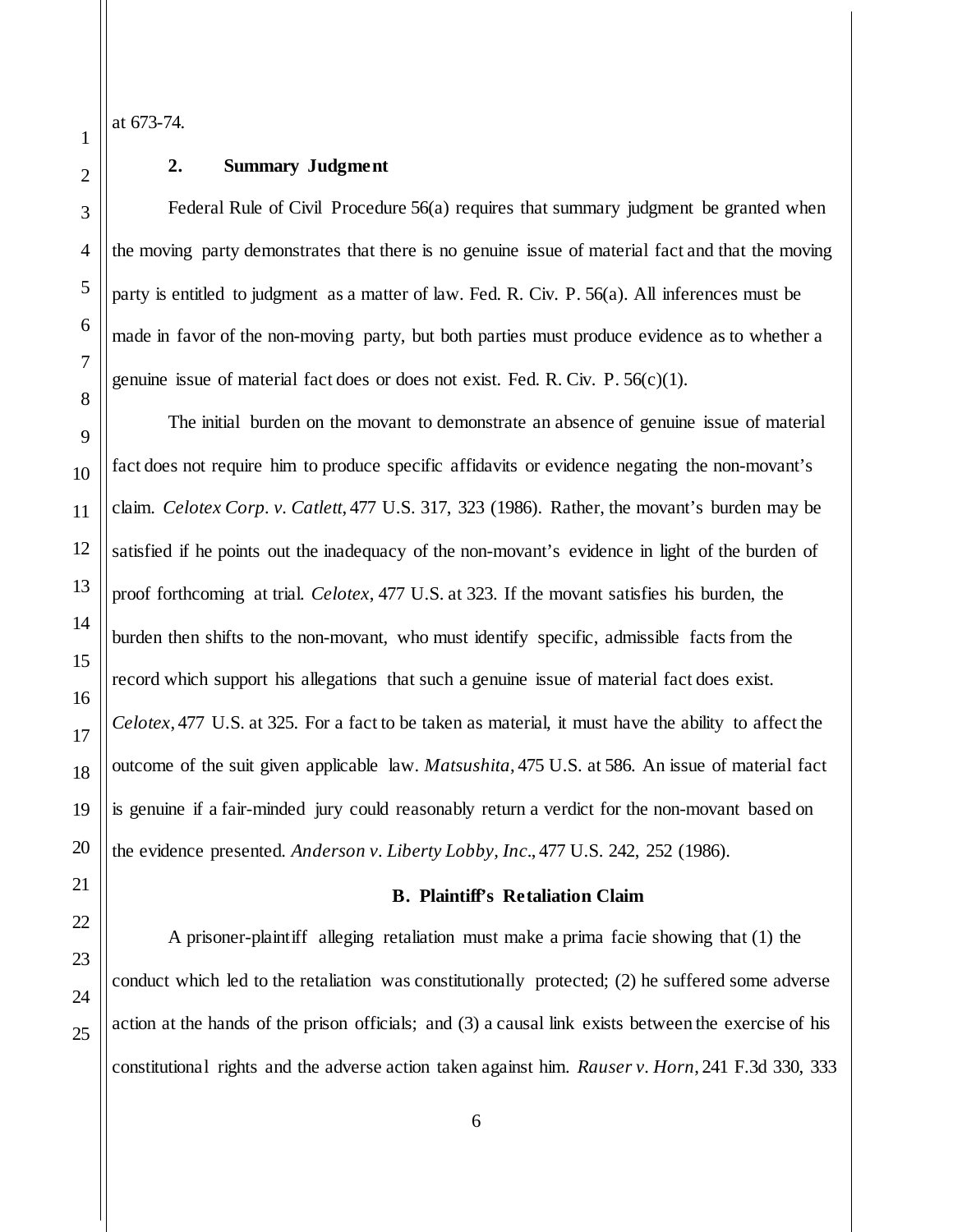at 673-74.

### 2. Summary Judgment

Federal Rule of Civil Procedure 56(a) requires that summary judgment be granted when the moving party demonstrates that there is no genuine issue of material fact and that the moving party is entitled to judgment as a matter of law. Fed. R. Civ. P. 56(a). All inferences must be made in favor of the non-moving party, but both parties must produce evidence as to whether a genuine issue of material fact does or does not exist. Fed. R. Civ. P. 56(c)(1).

The initial burden on the movant to demonstrate an absence of genuine issue of material fact does not require him to produce specific affidavits or evidence negating the non-movant's claim. *Celotex Corp. v. Catlett*, 477 U.S. 317, 323 (1986). Rather, the movant's burden may be satisfied if he points out the inadequacy of the non-movant's evidence in light of the burden of proof forthcoming at trial. *Celotex*, 477 U.S. at 323. If the movant satisfies his burden, the burden then shifts to the non-movant, who must identify specific, admissible facts from the record which support his allegations that such a genuine issue of material fact does exist. *Celotex*, 477 U.S. at 325. For a fact to be taken as material, it must have the ability to affect the outcome of the suit given applicable law. *Matsushita*, 475 U.S. at 586. An issue of material fact is genuine if a fair-minded jury could reasonably return a verdict for the non-movant based on the evidence presented. *Anderson v. Liberty Lobby, Inc*., 477 U.S. 242, 252 (1986).

## B. Plaintiff's Retaliation Claim

A prisoner-plaintiff alleging retaliation must make a prima facie showing that (1) the conduct which led to the retaliation was constitutionally protected; (2) he suffered some adverse action at the hands of the prison officials; and (3) a causal link exists between the exercise of his constitutional rights and the adverse action taken against him. *Rauser v. Horn*, 241 F.3d 330, 333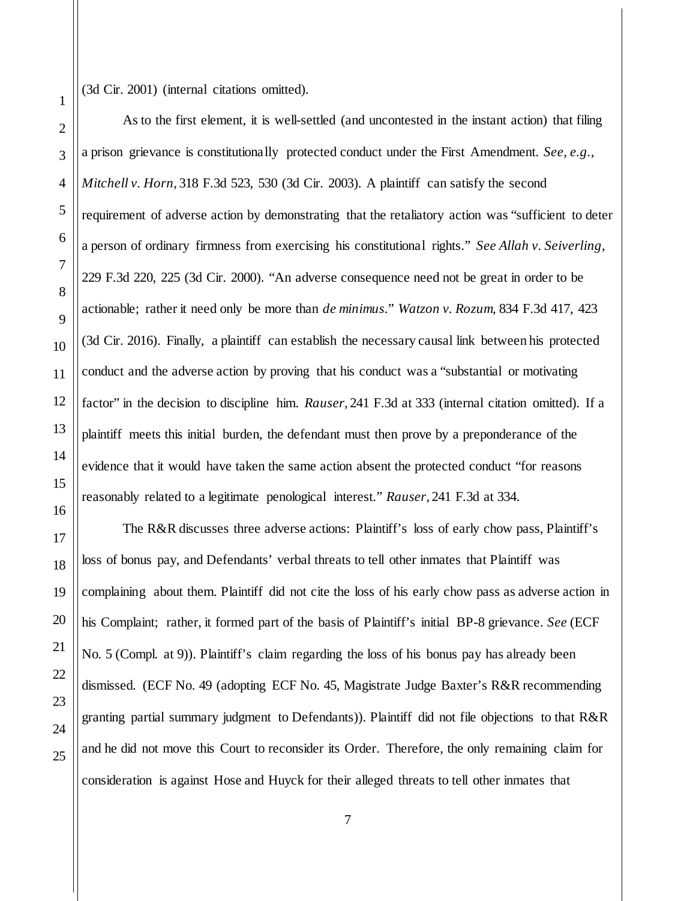(3d Cir. 2001) (internal citations omitted).

As to the first element, it is well-settled (and uncontested in the instant action) that filing a prison grievance is constitutionally protected conduct under the First Amendment. *See, e.g.*, *Mitchell v. Horn*, 318 F.3d 523, 530 (3d Cir. 2003). A plaintiff can satisfy the second requirement of adverse action by demonstrating that the retaliatory action was "sufficient to deter a person of ordinary firmness from exercising his constitutional rights." *See Allah v. Seiverling*, 229 F.3d 220, 225 (3d Cir. 2000). "An adverse consequence need not be great in order to be actionable; rather it need only be more than *de minimus*." *Watzon v. Rozum*, 834 F.3d 417, 423 (3d Cir. 2016). Finally, a plaintiff can establish the necessary causal link between his protected conduct and the adverse action by proving that his conduct was a "substantial or motivating factor" in the decision to discipline him. *Rauser*, 241 F.3d at 333 (internal citation omitted). If a plaintiff meets this initial burden, the defendant must then prove by a preponderance of the evidence that it would have taken the same action absent the protected conduct "for reasons reasonably related to a legitimate penological interest." *Rauser*, 241 F.3d at 334.

The R&R discusses three adverse actions: Plaintiff's loss of early chow pass, Plaintiff's loss of bonus pay, and Defendants' verbal threats to tell other inmates that Plaintiff was complaining about them. Plaintiff did not cite the loss of his early chow pass as adverse action in his Complaint; rather, it formed part of the basis of Plaintiff's initial BP-8 grievance. *See* (ECF No. 5 (Compl. at 9)). Plaintiff's claim regarding the loss of his bonus pay has already been dismissed. (ECF No. 49 (adopting ECF No. 45, Magistrate Judge Baxter's R&R recommending granting partial summary judgment to Defendants)). Plaintiff did not file objections to that R&R and he did not move this Court to reconsider its Order. Therefore, the only remaining claim for consideration is against Hose and Huyck for their alleged threats to tell other inmates that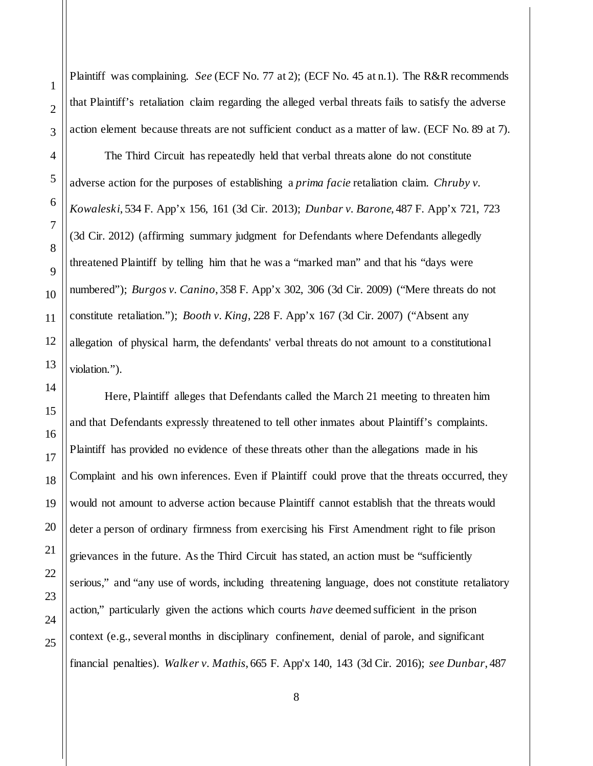Plaintiff was complaining. *See* (ECF No. 77 at 2); (ECF No. 45 at n.1). The R&R recommends that Plaintiff's retaliation claim regarding the alleged verbal threats fails to satisfy the adverse action element because threats are not sufficient conduct as a matter of law. (ECF No. 89 at 7).

The Third Circuit has repeatedly held that verbal threats alone do not constitute adverse action for the purposes of establishing a *prima facie* retaliation claim. *Chruby v. Kowaleski*, 534 F. App'x 156, 161 (3d Cir. 2013); *Dunbar v. Barone*, 487 F. App'x 721, 723 (3d Cir. 2012) (affirming summary judgment for Defendants where Defendants allegedly threatened Plaintiff by telling him that he was a "marked man" and that his "days were numbered"); *Burgos v. Canino*, 358 F. App'x 302, 306 (3d Cir. 2009) ("Mere threats do not constitute retaliation."); *Booth v. King*, 228 F. App'x 167 (3d Cir. 2007) ("Absent any allegation of physical harm, the defendants' verbal threats do not amount to a constitutional violation.").

Here, Plaintiff alleges that Defendants called the March 21 meeting to threaten him and that Defendants expressly threatened to tell other inmates about Plaintiff's complaints. Plaintiff has provided no evidence of these threats other than the allegations made in his Complaint and his own inferences. Even if Plaintiff could prove that the threats occurred, they would not amount to adverse action because Plaintiff cannot establish that the threats would deter a person of ordinary firmness from exercising his First Amendment right to file prison grievances in the future. As the Third Circuit has stated, an action must be "sufficiently serious," and "any use of words, including threatening language, does not constitute retaliatory action," particularly given the actions which courts *have* deemed sufficient in the prison context (e.g., several months in disciplinary confinement, denial of parole, and significant financial penalties). *Walker v. Mathis*, 665 F. App'x 140, 143 (3d Cir. 2016); *see Dunbar*, 487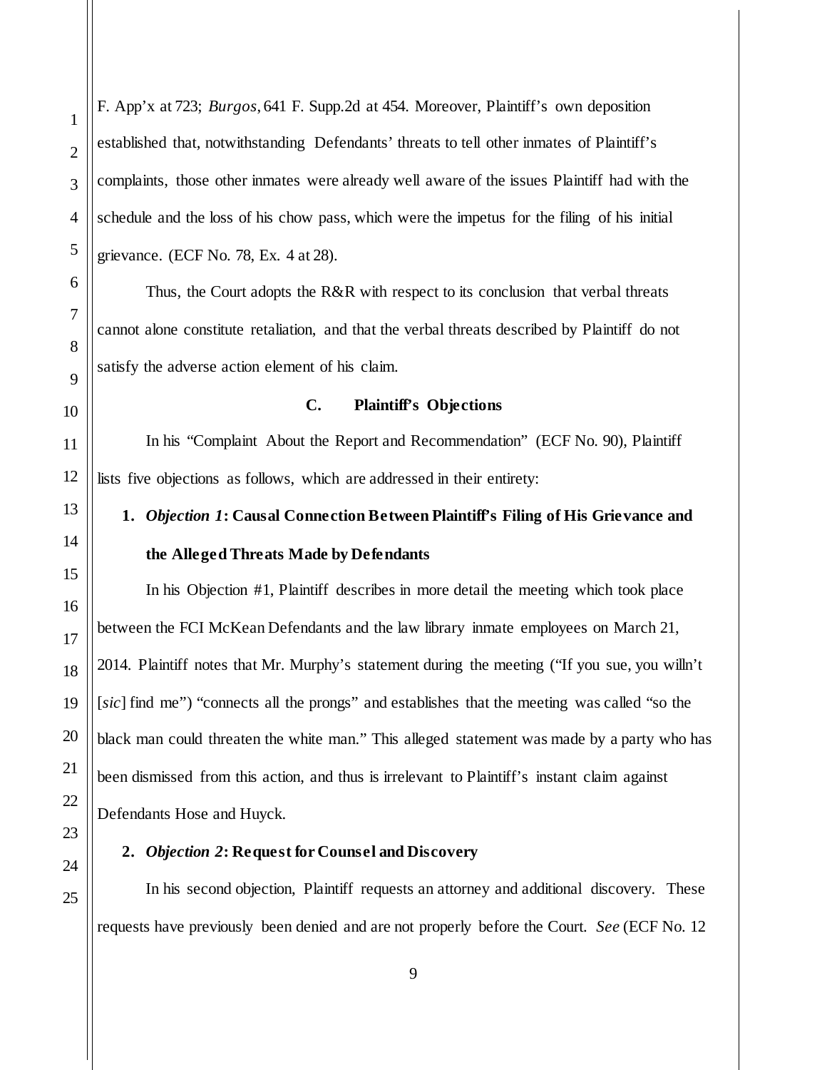F. App'x at 723; *Burgos*, 641 F. Supp.2d at 454. Moreover, Plaintiff's own deposition established that, notwithstanding Defendants' threats to tell other inmates of Plaintiff's complaints, those other inmates were already well aware of the issues Plaintiff had with the schedule and the loss of his chow pass, which were the impetus for the filing of his initial grievance. (ECF No. 78, Ex. 4 at 28).

Thus, the Court adopts the R&R with respect to its conclusion that verbal threats cannot alone constitute retaliation, and that the verbal threats described by Plaintiff do not satisfy the adverse action element of his claim.

### C. Plaintiff's Objections

In his "Complaint About the Report and Recommendation" (ECF No. 90), Plaintiff lists five objections as follows, which are addressed in their entirety:

#### 1. *Objection 1*: Causal Connection Between Plaintiff's Filing of His Grievance and the Alleged Threats Made by Defendants

In his Objection #1, Plaintiff describes in more detail the meeting which took place between the FCI McKean Defendants and the law library inmate employees on March 21, 2014. Plaintiff notes that Mr. Murphy's statement during the meeting ("If you sue, you willn't [*sic*] find me") "connects all the prongs" and establishes that the meeting was called "so the black man could threaten the white man." This alleged statement was made by a party who has been dismissed from this action, and thus is irrelevant to Plaintiff's instant claim against Defendants Hose and Huyck.

#### 2. *Objection 2*: Request for Counsel and Discovery

In his second objection, Plaintiff requests an attorney and additional discovery. These requests have previously been denied and are not properly before the Court. *See* (ECF No. 12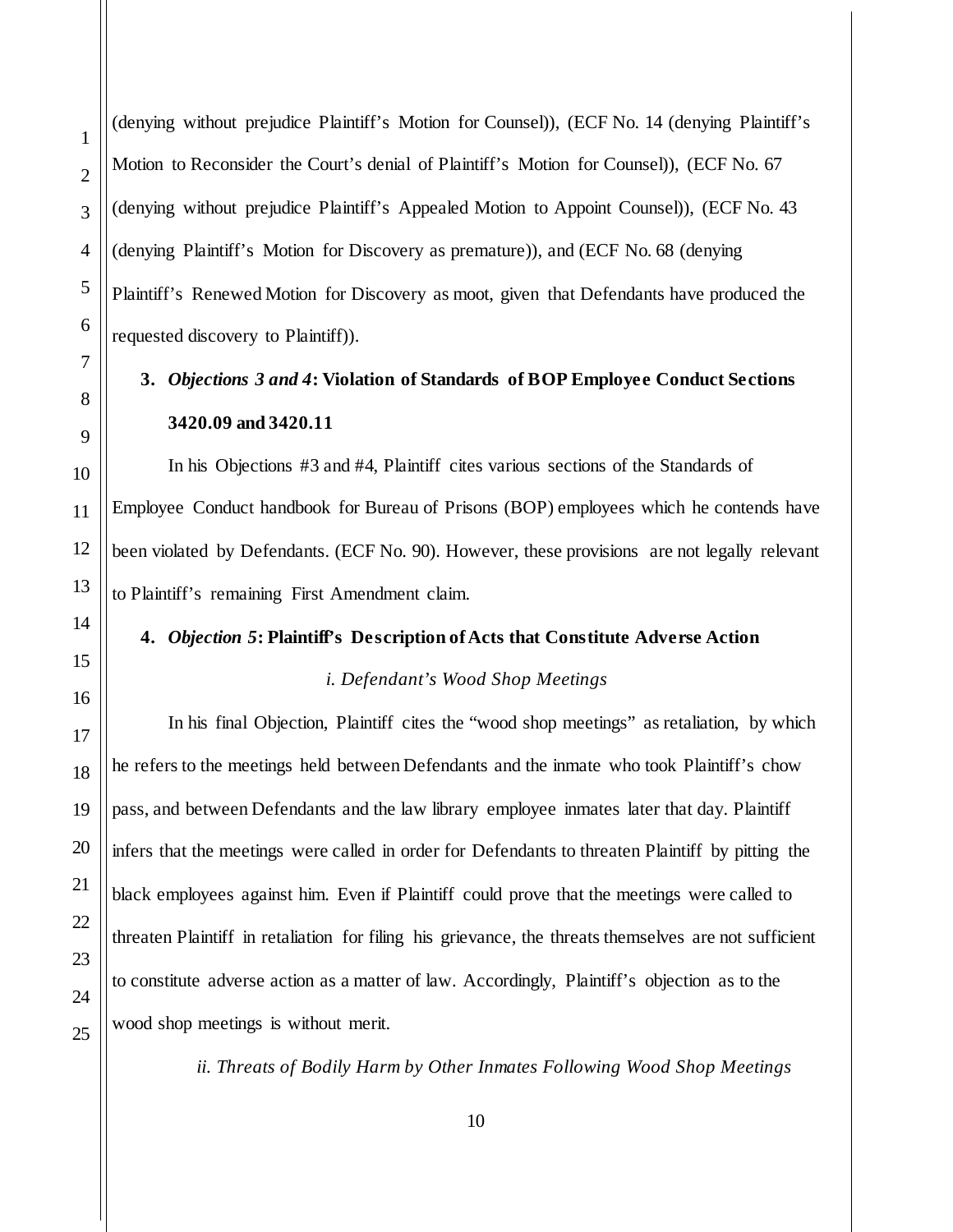(denying without prejudice Plaintiff's Motion for Counsel)), (ECF No. 14 (denying Plaintiff's Motion to Reconsider the Court's denial of Plaintiff's Motion for Counsel)), (ECF No. 67 (denying without prejudice Plaintiff's Appealed Motion to Appoint Counsel)), (ECF No. 43 (denying Plaintiff's Motion for Discovery as premature)), and (ECF No. 68 (denying Plaintiff's Renewed Motion for Discovery as moot, given that Defendants have produced the requested discovery to Plaintiff)).

### 3. *Objections 3 and 4*: Violation of Standards of BOP Employee Conduct Sections 3420.09 and 3420.11

In his Objections #3 and #4, Plaintiff cites various sections of the Standards of Employee Conduct handbook for Bureau of Prisons (BOP) employees which he contends have been violated by Defendants. (ECF No. 90). However, these provisions are not legally relevant to Plaintiff's remaining First Amendment claim.

### 4. *Objection 5*: Plaintiff's Description of Acts that Constitute Adverse Action

#### *i. Defendant's Wood Shop Meetings*

In his final Objection, Plaintiff cites the "wood shop meetings" as retaliation, by which he refers to the meetings held between Defendants and the inmate who took Plaintiff's chow pass, and between Defendants and the law library employee inmates later that day. Plaintiff infers that the meetings were called in order for Defendants to threaten Plaintiff by pitting the black employees against him. Even if Plaintiff could prove that the meetings were called to threaten Plaintiff in retaliation for filing his grievance, the threats themselves are not sufficient to constitute adverse action as a matter of law. Accordingly, Plaintiff's objection as to the wood shop meetings is without merit.

#### *ii. Threats of Bodily Harm by Other Inmates Following Wood Shop Meetings*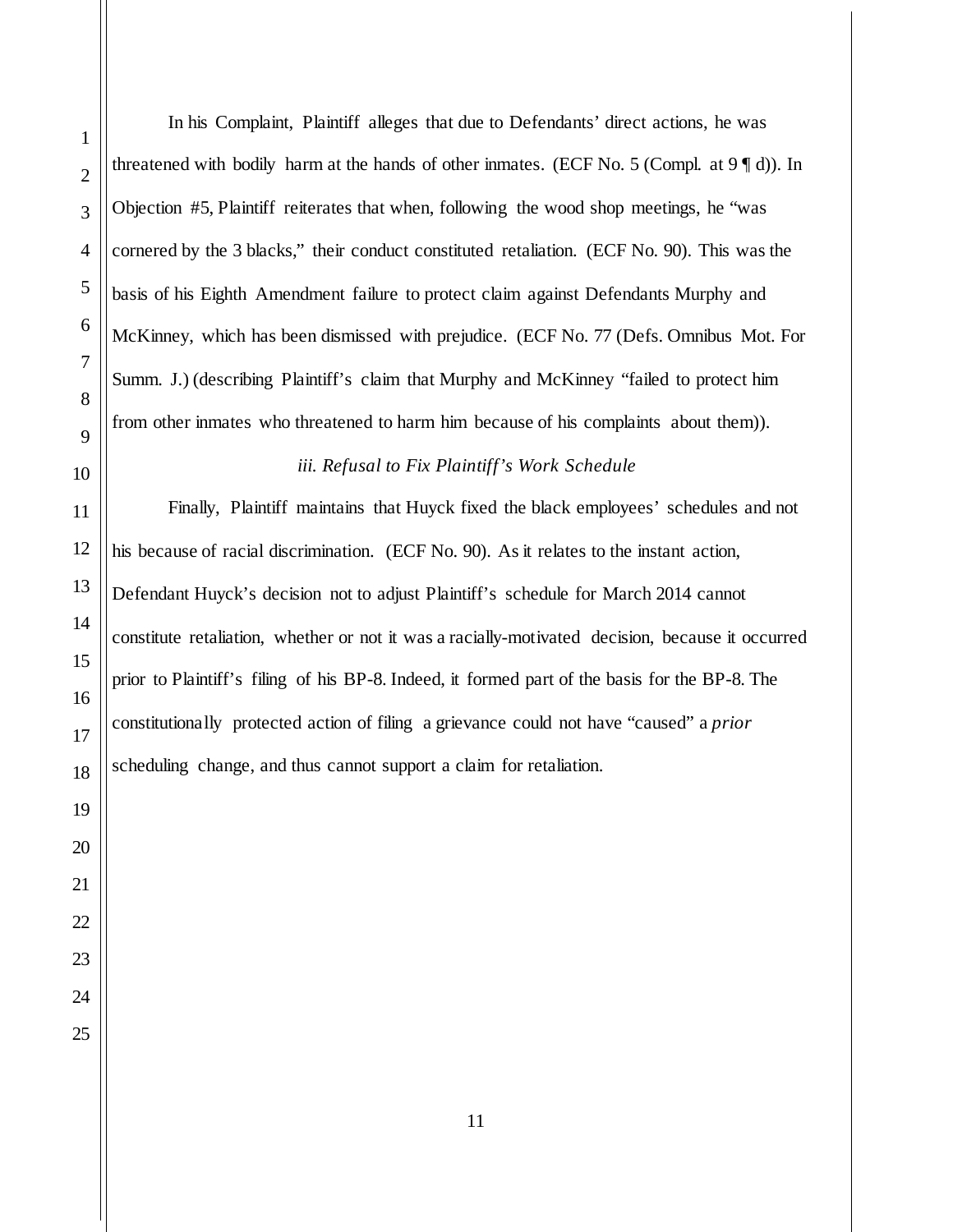In his Complaint, Plaintiff alleges that due to Defendants' direct actions, he was threatened with bodily harm at the hands of other inmates. (ECF No. 5 (Compl. at 9 ¶ d)). In Objection #5, Plaintiff reiterates that when, following the wood shop meetings, he "was cornered by the 3 blacks," their conduct constituted retaliation. (ECF No. 90). This was the basis of his Eighth Amendment failure to protect claim against Defendants Murphy and McKinney, which has been dismissed with prejudice. (ECF No. 77 (Defs. Omnibus Mot. For Summ. J.) (describing Plaintiff's claim that Murphy and McKinney "failed to protect him from other inmates who threatened to harm him because of his complaints about them)).

*iii. Refusal to Fix Plaintiff's Work Schedule*

Finally, Plaintiff maintains that Huyck fixed the black employees' schedules and not his because of racial discrimination. (ECF No. 90). As it relates to the instant action, Defendant Huyck's decision not to adjust Plaintiff's schedule for March 2014 cannot constitute retaliation, whether or not it was a racially-motivated decision, because it occurred prior to Plaintiff's filing of his BP-8. Indeed, it formed part of the basis for the BP-8. The constitutionally protected action of filing a grievance could not have "caused" a *prior* scheduling change, and thus cannot support a claim for retaliation.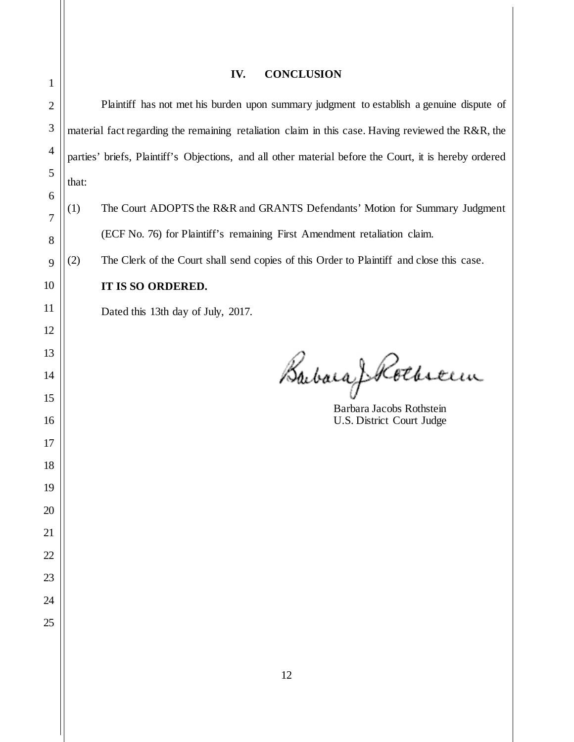## IV. CONCLUSION

Plaintiff has not met his burden upon summary judgment to establish a genuine dispute of material fact regarding the remaining retaliation claim in this case. Having reviewed the R&R, the parties' briefs, Plaintiff's Objections, and all other material before the Court, it is hereby ordered that:

(1) The Court ADOPTS the R&R and GRANTS Defendants' Motion for Summary Judgment (ECF No. 76) for Plaintiff's remaining First Amendment retaliation claim.

(2) The Clerk of the Court shall send copies of this Order to Plaintiff and close this case.

**IT IS SO ORDERED.**

Dated this 13th day of July, 2017.

Barbara Jacobs Rothstein
U.S. District Court Judge